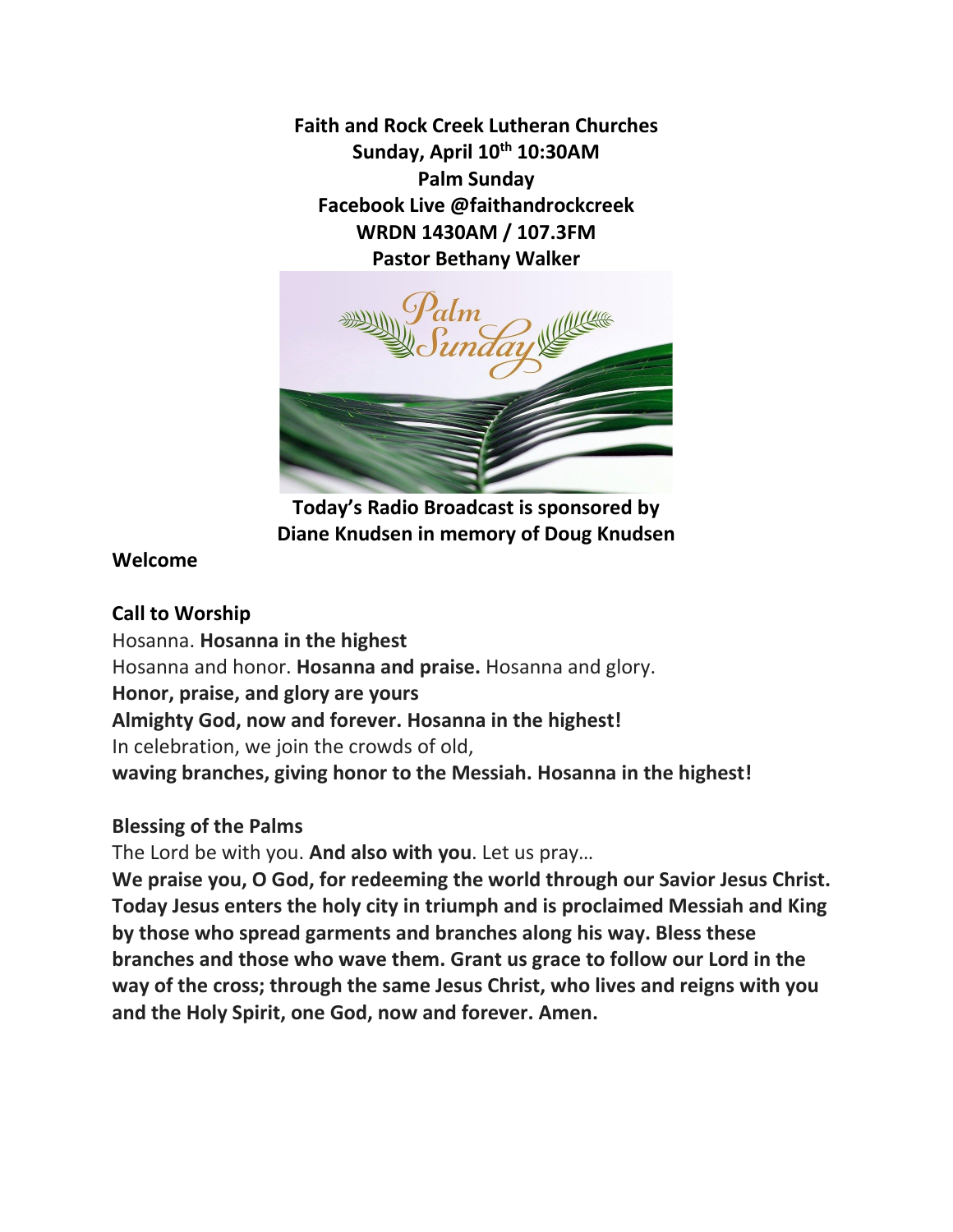**Faith and Rock Creek Lutheran Churches**
**Sunday, April 10th 10:30AM**
**Palm Sunday**
**Facebook Live @faithandrockcreek**
**WRDN 1430AM / 107.3FM**
**Pastor Bethany Walker**

**Today's Radio Broadcast is sponsored by Diane Knudsen in memory of Doug Knudsen**

**Welcome**

**Call to Worship**

Hosanna. **Hosanna in the highest**
Hosanna and honor. **Hosanna and praise.** Hosanna and glory.
**Honor, praise, and glory are yours**
**Almighty God, now and forever. Hosanna in the highest!**
In celebration, we join the crowds of old,
**waving branches, giving honor to the Messiah. Hosanna in the highest!**

**Blessing of the Palms**

The Lord be with you. **And also with you**. Let us pray…
**We praise you, O God, for redeeming the world through our Savior Jesus Christ. Today Jesus enters the holy city in triumph and is proclaimed Messiah and King by those who spread garments and branches along his way. Bless these branches and those who wave them. Grant us grace to follow our Lord in the way of the cross; through the same Jesus Christ, who lives and reigns with you and the Holy Spirit, one God, now and forever. Amen.**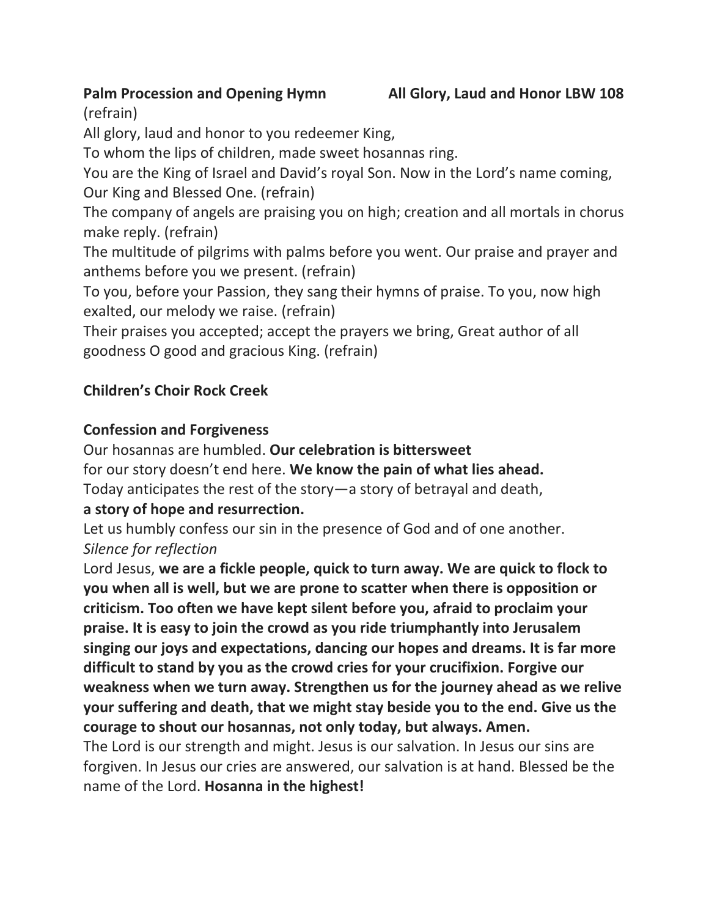**Palm Procession and Opening Hymn** **All Glory, Laud and Honor LBW 108**

(refrain)

All glory, laud and honor to you redeemer King,

To whom the lips of children, made sweet hosannas ring.

You are the King of Israel and David's royal Son. Now in the Lord's name coming, Our King and Blessed One. (refrain)

The company of angels are praising you on high; creation and all mortals in chorus make reply. (refrain)

The multitude of pilgrims with palms before you went. Our praise and prayer and anthems before you we present. (refrain)

To you, before your Passion, they sang their hymns of praise. To you, now high exalted, our melody we raise. (refrain)

Their praises you accepted; accept the prayers we bring, Great author of all goodness O good and gracious King. (refrain)

**Children's Choir Rock Creek**

**Confession and Forgiveness**

Our hosannas are humbled. **Our celebration is bittersweet**

for our story doesn't end here. **We know the pain of what lies ahead.**

Today anticipates the rest of the story—a story of betrayal and death,

**a story of hope and resurrection.**

Let us humbly confess our sin in the presence of God and of one another.

*Silence for reflection*

Lord Jesus, **we are a fickle people, quick to turn away. We are quick to flock to you when all is well, but we are prone to scatter when there is opposition or criticism. Too often we have kept silent before you, afraid to proclaim your praise. It is easy to join the crowd as you ride triumphantly into Jerusalem singing our joys and expectations, dancing our hopes and dreams. It is far more difficult to stand by you as the crowd cries for your crucifixion. Forgive our weakness when we turn away. Strengthen us for the journey ahead as we relive your suffering and death, that we might stay beside you to the end. Give us the courage to shout our hosannas, not only today, but always. Amen.**

The Lord is our strength and might. Jesus is our salvation. In Jesus our sins are forgiven. In Jesus our cries are answered, our salvation is at hand. Blessed be the name of the Lord. **Hosanna in the highest!**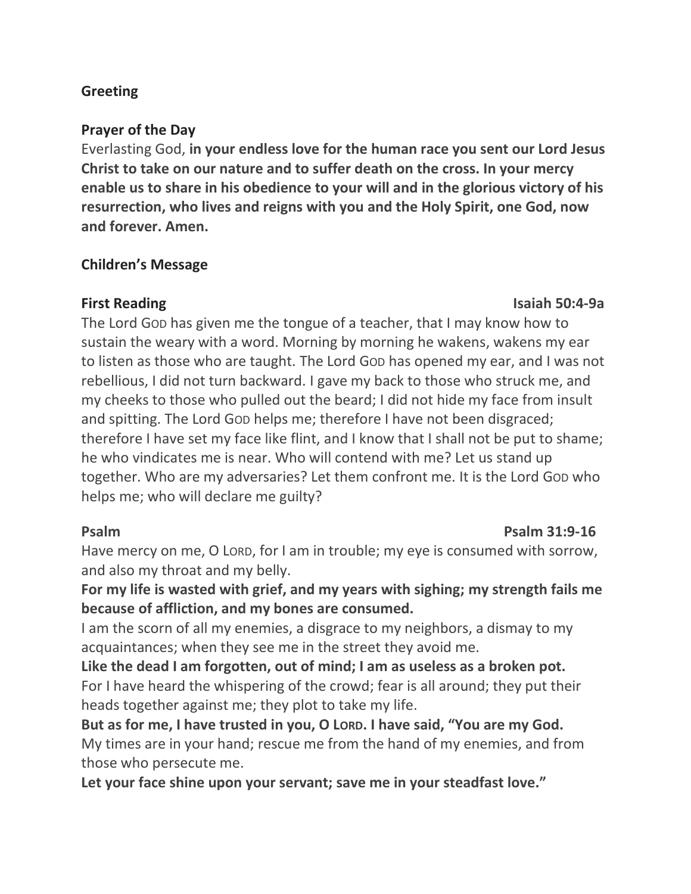**Greeting**

**Prayer of the Day**

Everlasting God, **in your endless love for the human race you sent our Lord Jesus Christ to take on our nature and to suffer death on the cross. In your mercy enable us to share in his obedience to your will and in the glorious victory of his resurrection, who lives and reigns with you and the Holy Spirit, one God, now and forever. Amen.**

**Children's Message**

**First Reading** **Isaiah 50:4-9a**

The Lord GOD has given me the tongue of a teacher, that I may know how to sustain the weary with a word. Morning by morning he wakens, wakens my ear to listen as those who are taught. The Lord GOD has opened my ear, and I was not rebellious, I did not turn backward. I gave my back to those who struck me, and my cheeks to those who pulled out the beard; I did not hide my face from insult and spitting. The Lord GOD helps me; therefore I have not been disgraced; therefore I have set my face like flint, and I know that I shall not be put to shame; he who vindicates me is near. Who will contend with me? Let us stand up together. Who are my adversaries? Let them confront me. It is the Lord GOD who helps me; who will declare me guilty?

**Psalm** **Psalm 31:9-16**

Have mercy on me, O LORD, for I am in trouble; my eye is consumed with sorrow, and also my throat and my belly.

**For my life is wasted with grief, and my years with sighing; my strength fails me because of affliction, and my bones are consumed.**

I am the scorn of all my enemies, a disgrace to my neighbors, a dismay to my acquaintances; when they see me in the street they avoid me.

**Like the dead I am forgotten, out of mind; I am as useless as a broken pot.**

For I have heard the whispering of the crowd; fear is all around; they put their heads together against me; they plot to take my life.

**But as for me, I have trusted in you, O LORD. I have said, "You are my God.**

My times are in your hand; rescue me from the hand of my enemies, and from those who persecute me.

**Let your face shine upon your servant; save me in your steadfast love."**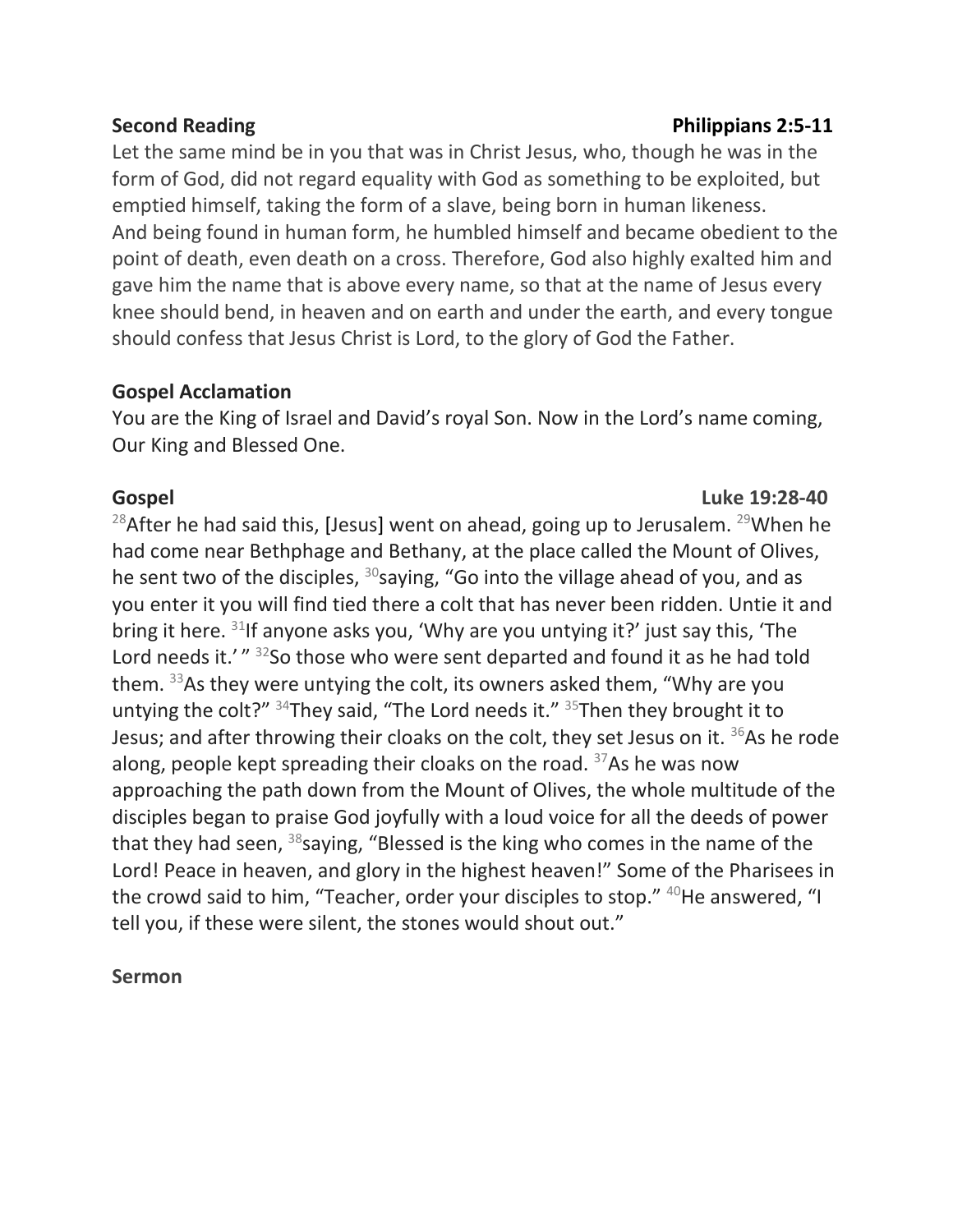**Second Reading** **Philippians 2:5-11**

Let the same mind be in you that was in Christ Jesus, who, though he was in the form of God, did not regard equality with God as something to be exploited, but emptied himself, taking the form of a slave, being born in human likeness. And being found in human form, he humbled himself and became obedient to the point of death, even death on a cross. Therefore, God also highly exalted him and gave him the name that is above every name, so that at the name of Jesus every knee should bend, in heaven and on earth and under the earth, and every tongue should confess that Jesus Christ is Lord, to the glory of God the Father.

**Gospel Acclamation**

You are the King of Israel and David's royal Son. Now in the Lord's name coming, Our King and Blessed One.

**Gospel** **Luke 19:28-40**

[28]After he had said this, [Jesus] went on ahead, going up to Jerusalem. [29]When he had come near Bethphage and Bethany, at the place called the Mount of Olives, he sent two of the disciples, [30]saying, "Go into the village ahead of you, and as you enter it you will find tied there a colt that has never been ridden. Untie it and bring it here. [31]If anyone asks you, 'Why are you untying it?' just say this, 'The Lord needs it.' " [32]So those who were sent departed and found it as he had told them. [33]As they were untying the colt, its owners asked them, "Why are you untying the colt?" [34]They said, "The Lord needs it." [35]Then they brought it to Jesus; and after throwing their cloaks on the colt, they set Jesus on it. [36]As he rode along, people kept spreading their cloaks on the road. [37]As he was now approaching the path down from the Mount of Olives, the whole multitude of the disciples began to praise God joyfully with a loud voice for all the deeds of power that they had seen, [38]saying, "Blessed is the king who comes in the name of the Lord! Peace in heaven, and glory in the highest heaven!" Some of the Pharisees in the crowd said to him, "Teacher, order your disciples to stop." [40]He answered, "I tell you, if these were silent, the stones would shout out."

**Sermon**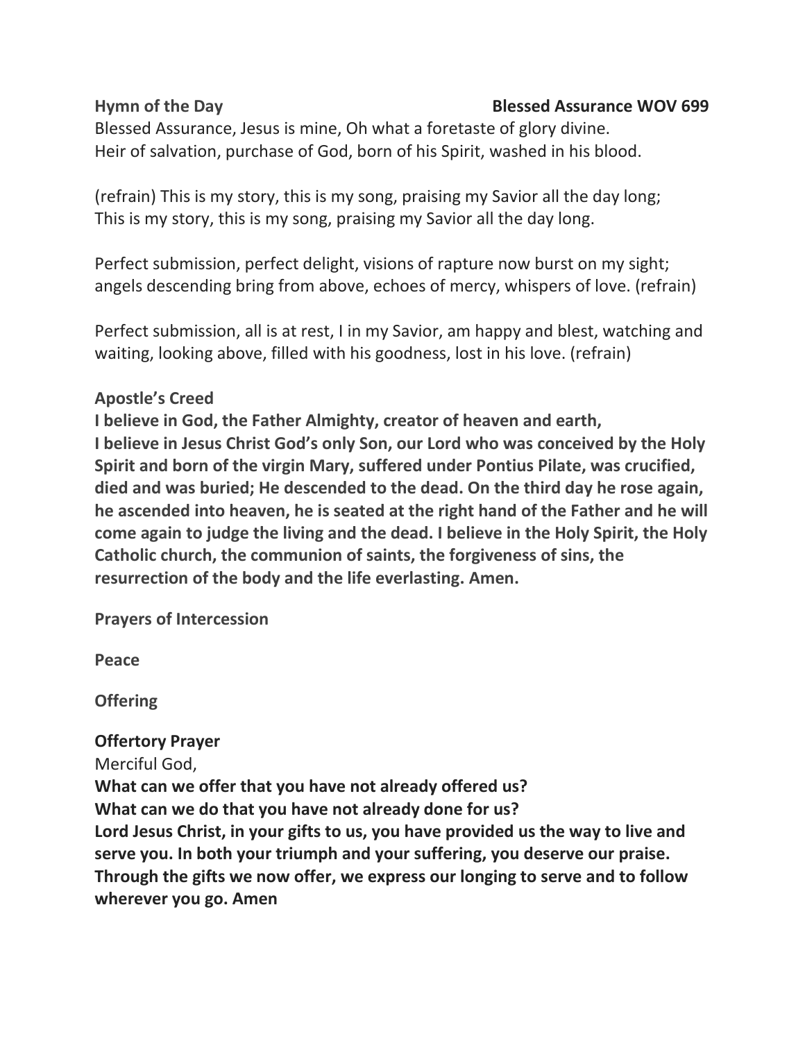**Hymn of the Day** **Blessed Assurance WOV 699**

Blessed Assurance, Jesus is mine, Oh what a foretaste of glory divine.
Heir of salvation, purchase of God, born of his Spirit, washed in his blood.

(refrain) This is my story, this is my song, praising my Savior all the day long;
This is my story, this is my song, praising my Savior all the day long.

Perfect submission, perfect delight, visions of rapture now burst on my sight;
angels descending bring from above, echoes of mercy, whispers of love. (refrain)

Perfect submission, all is at rest, I in my Savior, am happy and blest, watching and waiting, looking above, filled with his goodness, lost in his love. (refrain)

**Apostle's Creed**

**I believe in God, the Father Almighty, creator of heaven and earth,**
**I believe in Jesus Christ God's only Son, our Lord who was conceived by the Holy Spirit and born of the virgin Mary, suffered under Pontius Pilate, was crucified, died and was buried; He descended to the dead. On the third day he rose again, he ascended into heaven, he is seated at the right hand of the Father and he will come again to judge the living and the dead. I believe in the Holy Spirit, the Holy Catholic church, the communion of saints, the forgiveness of sins, the resurrection of the body and the life everlasting. Amen.**

**Prayers of Intercession**

**Peace**

**Offering**

**Offertory Prayer**

Merciful God,
**What can we offer that you have not already offered us?**
**What can we do that you have not already done for us?**
**Lord Jesus Christ, in your gifts to us, you have provided us the way to live and serve you. In both your triumph and your suffering, you deserve our praise. Through the gifts we now offer, we express our longing to serve and to follow wherever you go. Amen**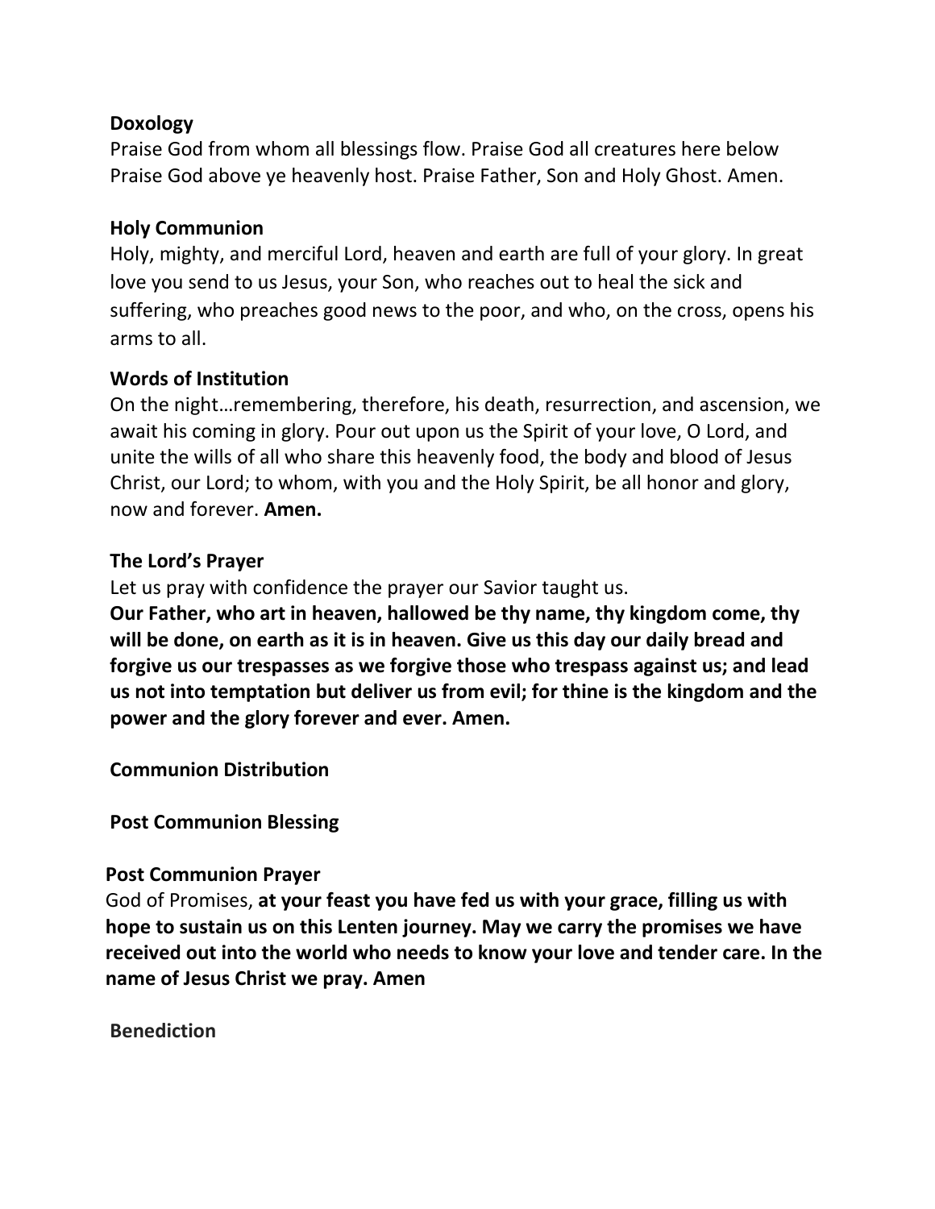**Doxology**

Praise God from whom all blessings flow. Praise God all creatures here below Praise God above ye heavenly host. Praise Father, Son and Holy Ghost. Amen.

**Holy Communion**

Holy, mighty, and merciful Lord, heaven and earth are full of your glory. In great love you send to us Jesus, your Son, who reaches out to heal the sick and suffering, who preaches good news to the poor, and who, on the cross, opens his arms to all.

**Words of Institution**

On the night…remembering, therefore, his death, resurrection, and ascension, we await his coming in glory. Pour out upon us the Spirit of your love, O Lord, and unite the wills of all who share this heavenly food, the body and blood of Jesus Christ, our Lord; to whom, with you and the Holy Spirit, be all honor and glory, now and forever. **Amen.**

**The Lord's Prayer**

Let us pray with confidence the prayer our Savior taught us.

**Our Father, who art in heaven, hallowed be thy name, thy kingdom come, thy will be done, on earth as it is in heaven. Give us this day our daily bread and forgive us our trespasses as we forgive those who trespass against us; and lead us not into temptation but deliver us from evil; for thine is the kingdom and the power and the glory forever and ever. Amen.**

**Communion Distribution**

**Post Communion Blessing**

**Post Communion Prayer**

God of Promises, **at your feast you have fed us with your grace, filling us with hope to sustain us on this Lenten journey. May we carry the promises we have received out into the world who needs to know your love and tender care. In the name of Jesus Christ we pray. Amen**

**Benediction**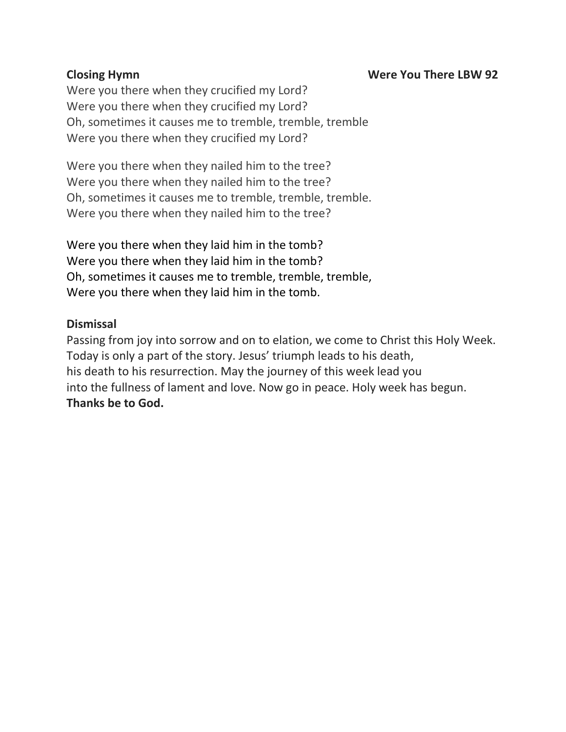**Closing Hymn** **Were You There LBW 92**

Were you there when they crucified my Lord?
Were you there when they crucified my Lord?
Oh, sometimes it causes me to tremble, tremble, tremble
Were you there when they crucified my Lord?

Were you there when they nailed him to the tree?
Were you there when they nailed him to the tree?
Oh, sometimes it causes me to tremble, tremble, tremble.
Were you there when they nailed him to the tree?

Were you there when they laid him in the tomb?
Were you there when they laid him in the tomb?
Oh, sometimes it causes me to tremble, tremble, tremble,
Were you there when they laid him in the tomb.

**Dismissal**

Passing from joy into sorrow and on to elation, we come to Christ this Holy Week.
Today is only a part of the story. Jesus' triumph leads to his death,
his death to his resurrection. May the journey of this week lead you
into the fullness of lament and love. Now go in peace. Holy week has begun.
**Thanks be to God.**